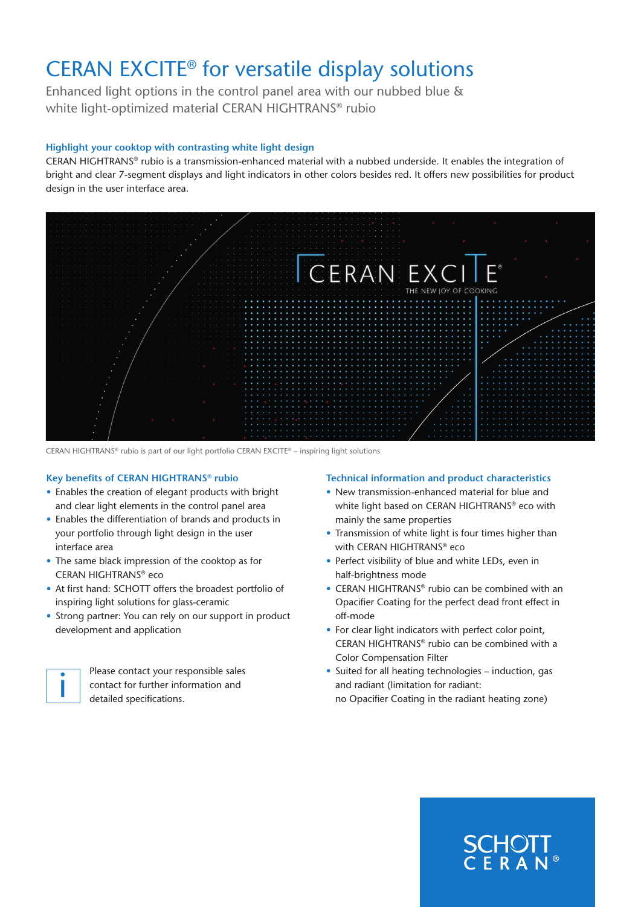# CERAN EXCITE® for versatile display solutions

Enhanced light options in the control panel area with our nubbed blue & white light-optimized material CERAN HIGHTRANS® rubio

### Highlight your cooktop with contrasting white light design

CERAN HIGHTRANS® rubio is a transmission-enhanced material with a nubbed underside. It enables the integration of bright and clear 7-segment displays and light indicators in other colors besides red. It offers new possibilities for product design in the user interface area.

CERAN HIGHTRANS® rubio is part of our light portfolio CERAN EXCITE® – inspiring light solutions

### Key benefits of CERAN HIGHTRANS® rubio

- Enables the creation of elegant products with bright and clear light elements in the control panel area
- Enables the differentiation of brands and products in your portfolio through light design in the user interface area
- The same black impression of the cooktop as for CERAN HIGHTRANS® eco
- At first hand: SCHOTT offers the broadest portfolio of inspiring light solutions for glass-ceramic
- Strong partner: You can rely on our support in product development and application

Please contact your responsible sales contact for further information and detailed specifications.

### Technical information and product characteristics

- New transmission-enhanced material for blue and white light based on CERAN HIGHTRANS® eco with mainly the same properties
- Transmission of white light is four times higher than with CERAN HIGHTRANS® eco
- Perfect visibility of blue and white LEDs, even in half-brightness mode
- CERAN HIGHTRANS® rubio can be combined with an Opacifier Coating for the perfect dead front effect in off-mode
- For clear light indicators with perfect color point, CERAN HIGHTRANS® rubio can be combined with a Color Compensation Filter
- Suited for all heating technologies – induction, gas and radiant (limitation for radiant: no Opacifier Coating in the radiant heating zone)

SCHOTT CERAN®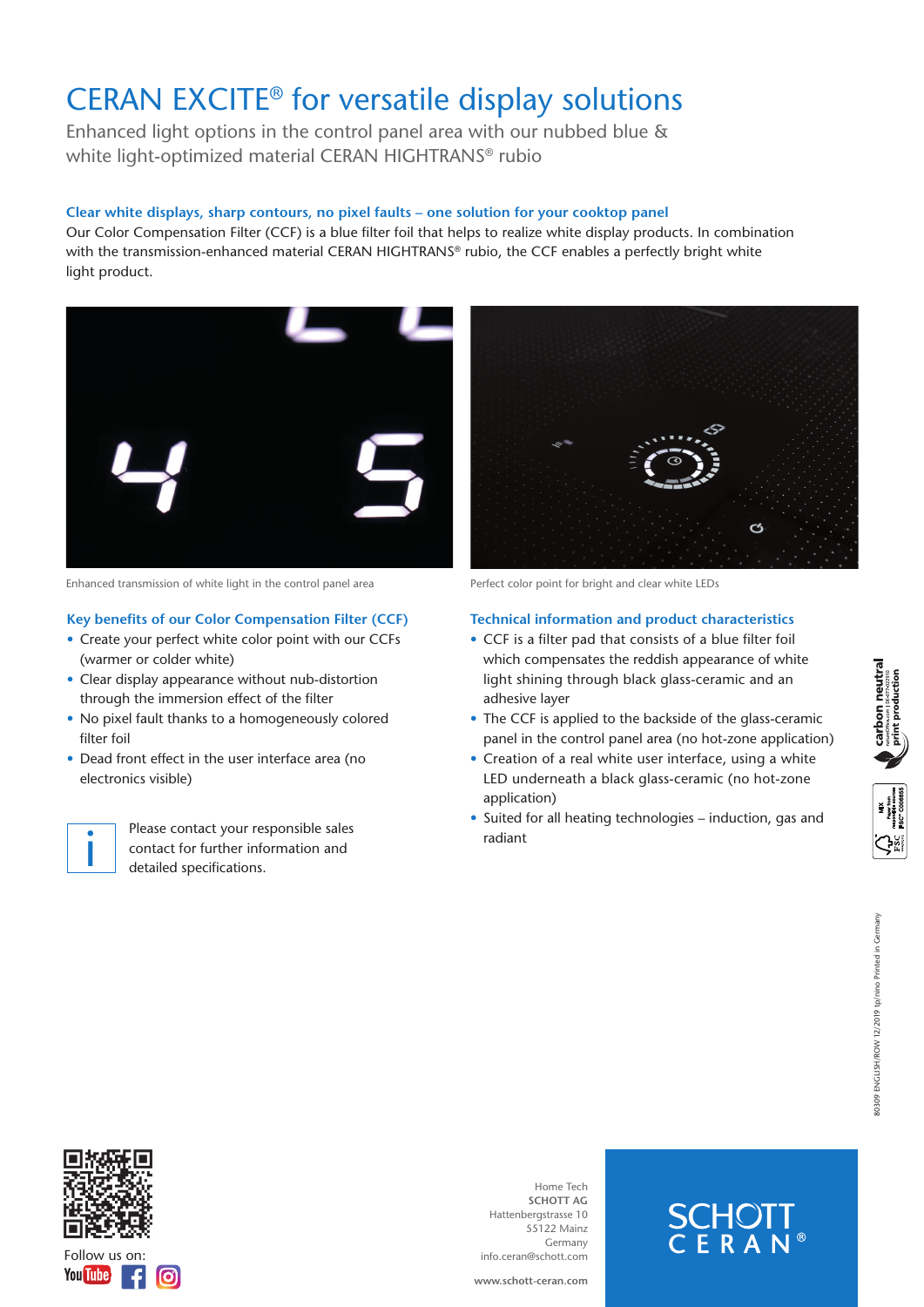# CERAN EXCITE® for versatile display solutions

Enhanced light options in the control panel area with our nubbed blue & white light-optimized material CERAN HIGHTRANS® rubio

### Clear white displays, sharp contours, no pixel faults – one solution for your cooktop panel

Our Color Compensation Filter (CCF) is a blue filter foil that helps to realize white display products. In combination with the transmission-enhanced material CERAN HIGHTRANS® rubio, the CCF enables a perfectly bright white light product.

Enhanced transmission of white light in the control panel area

Perfect color point for bright and clear white LEDs

### Key benefits of our Color Compensation Filter (CCF)

- Create your perfect white color point with our CCFs (warmer or colder white)
- Clear display appearance without nub-distortion through the immersion effect of the filter
- No pixel fault thanks to a homogeneously colored filter foil
- Dead front effect in the user interface area (no electronics visible)

Please contact your responsible sales contact for further information and detailed specifications.

### Technical information and product characteristics

- CCF is a filter pad that consists of a blue filter foil which compensates the reddish appearance of white light shining through black glass-ceramic and an adhesive layer
- The CCF is applied to the backside of the glass-ceramic panel in the control panel area (no hot-zone application)
- Creation of a real white user interface, using a white LED underneath a black glass-ceramic (no hot-zone application)
- Suited for all heating technologies – induction, gas and radiant

carbon neutral print production

80309 ENGLISH/ROW 12/2019 tp/nino Printed in Germany

Follow us on:

Home Tech
**SCHOTT AG**
Hattenbergstrasse 10
55122 Mainz
Germany
info.ceran@schott.com

**www.schott-ceran.com**

SCHOTT CERAN®